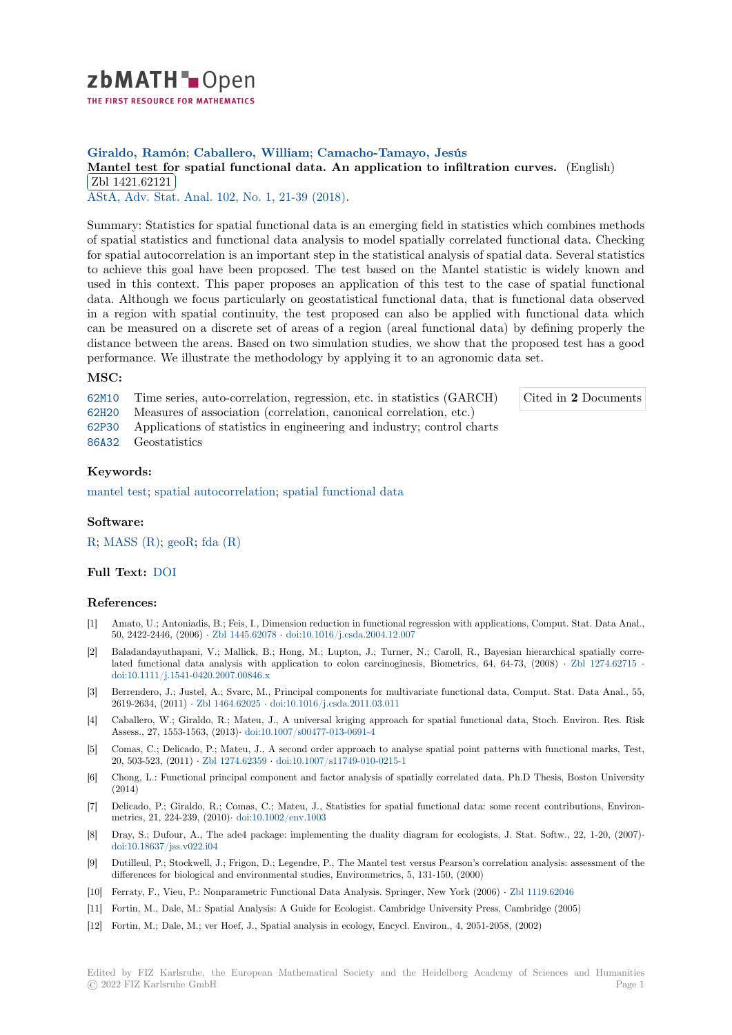**Giraldo, Ramón; Caballero, William; Camacho-Tamayo, Jesús**

**Mantel test for spatial functional data. An application to infiltration curves.** (English)

Zbl 1421.62121

AStA, Adv. Stat. Anal. 102, No. 1, 21-39 (2018).

Summary: Statistics for spatial functional data is an emerging field in statistics which combines methods of spatial statistics and functional data analysis to model spatially correlated functional data. Checking for spatial autocorrelation is an important step in the statistical analysis of spatial data. Several statistics to achieve this goal have been proposed. The test based on the Mantel statistic is widely known and used in this context. This paper proposes an application of this test to the case of spatial functional data. Although we focus particularly on geostatistical functional data, that is functional data observed in a region with spatial continuity, the test proposed can also be applied with functional data which can be measured on a discrete set of areas of a region (areal functional data) by defining properly the distance between the areas. Based on two simulation studies, we show that the proposed test has a good performance. We illustrate the methodology by applying it to an agronomic data set.

## MSC:

62M10 Time series, auto-correlation, regression, etc. in statistics (GARCH)

62H20 Measures of association (correlation, canonical correlation, etc.)

62P30 Applications of statistics in engineering and industry; control charts

86A32 Geostatistics

Cited in **2** Documents

## Keywords:

mantel test; spatial autocorrelation; spatial functional data

## Software:

R; MASS (R); geoR; fda (R)

## Full Text: DOI

## References:

[1] Amato, U.; Antoniadis, B.; Feis, I., Dimension reduction in functional regression with applications, Comput. Stat. Data Anal., 50, 2422-2446, (2006) · Zbl 1445.62078 · doi:10.1016/j.csda.2004.12.007

[2] Baladandayuthapani, V.; Mallick, B.; Hong, M.; Lupton, J.; Turner, N.; Caroll, R., Bayesian hierarchical spatially correlated functional data analysis with application to colon carcinoginesis, Biometrics, 64, 64-73, (2008) · Zbl 1274.62715 · doi:10.1111/j.1541-0420.2007.00846.x

[3] Berrendero, J.; Justel, A.; Svarc, M., Principal components for multivariate functional data, Comput. Stat. Data Anal., 55, 2619-2634, (2011) · Zbl 1464.62025 · doi:10.1016/j.csda.2011.03.011

[4] Caballero, W.; Giraldo, R.; Mateu, J., A universal kriging approach for spatial functional data, Stoch. Environ. Res. Risk Assess., 27, 1553-1563, (2013)· doi:10.1007/s00477-013-0691-4

[5] Comas, C.; Delicado, P.; Mateu, J., A second order approach to analyse spatial point patterns with functional marks, Test, 20, 503-523, (2011) · Zbl 1274.62359 · doi:10.1007/s11749-010-0215-1

[6] Chong, L.: Functional principal component and factor analysis of spatially correlated data. Ph.D Thesis, Boston University (2014)

[7] Delicado, P.; Giraldo, R.; Comas, C.; Mateu, J., Statistics for spatial functional data: some recent contributions, Environmetrics, 21, 224-239, (2010)· doi:10.1002/env.1003

[8] Dray, S.; Dufour, A., The ade4 package: implementing the duality diagram for ecologists, J. Stat. Softw., 22, 1-20, (2007)· doi:10.18637/jss.v022.i04

[9] Dutilleul, P.; Stockwell, J.; Frigon, D.; Legendre, P., The Mantel test versus Pearson's correlation analysis: assessment of the differences for biological and environmental studies, Environmetrics, 5, 131-150, (2000)

[10] Ferraty, F., Vieu, P.: Nonparametric Functional Data Analysis. Springer, New York (2006) · Zbl 1119.62046

[11] Fortin, M., Dale, M.: Spatial Analysis: A Guide for Ecologist. Cambridge University Press, Cambridge (2005)

[12] Fortin, M.; Dale, M.; ver Hoef, J., Spatial analysis in ecology, Encycl. Environ., 4, 2051-2058, (2002)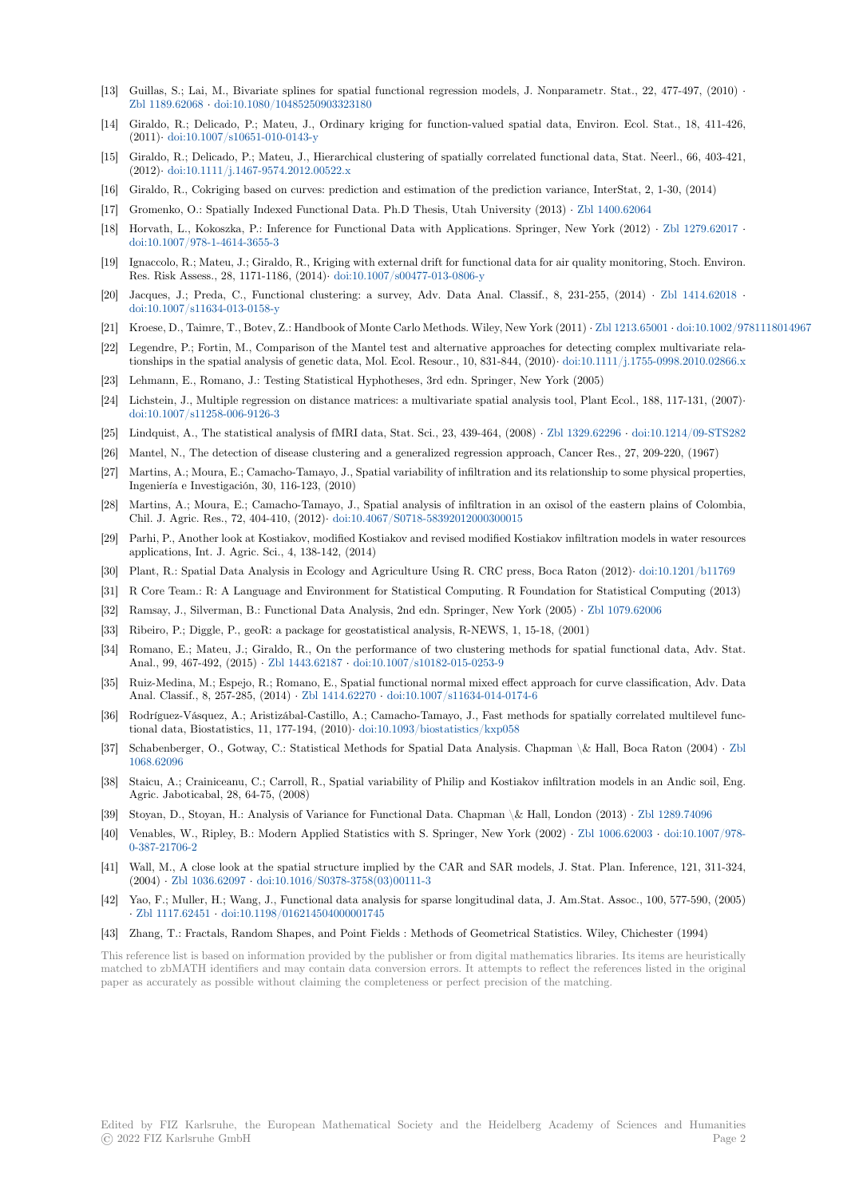[13] Guillas, S.; Lai, M., Bivariate splines for spatial functional regression models, J. Nonparametr. Stat., 22, 477-497, (2010) · Zbl 1189.62068 · doi:10.1080/10485250903323180

[14] Giraldo, R.; Delicado, P.; Mateu, J., Ordinary kriging for function-valued spatial data, Environ. Ecol. Stat., 18, 411-426, (2011)· doi:10.1007/s10651-010-0143-y

[15] Giraldo, R.; Delicado, P.; Mateu, J., Hierarchical clustering of spatially correlated functional data, Stat. Neerl., 66, 403-421, (2012)· doi:10.1111/j.1467-9574.2012.00522.x

[16] Giraldo, R., Cokriging based on curves: prediction and estimation of the prediction variance, InterStat, 2, 1-30, (2014)

[17] Gromenko, O.: Spatially Indexed Functional Data. Ph.D Thesis, Utah University (2013) · Zbl 1400.62064

[18] Horvath, L., Kokoszka, P.: Inference for Functional Data with Applications. Springer, New York (2012) · Zbl 1279.62017 · doi:10.1007/978-1-4614-3655-3

[19] Ignaccolo, R.; Mateu, J.; Giraldo, R., Kriging with external drift for functional data for air quality monitoring, Stoch. Environ. Res. Risk Assess., 28, 1171-1186, (2014)· doi:10.1007/s00477-013-0806-y

[20] Jacques, J.; Preda, C., Functional clustering: a survey, Adv. Data Anal. Classif., 8, 231-255, (2014) · Zbl 1414.62018 · doi:10.1007/s11634-013-0158-y

[21] Kroese, D., Taimre, T., Botev, Z.: Handbook of Monte Carlo Methods. Wiley, New York (2011) · Zbl 1213.65001 · doi:10.1002/9781118014967

[22] Legendre, P.; Fortin, M., Comparison of the Mantel test and alternative approaches for detecting complex multivariate relationships in the spatial analysis of genetic data, Mol. Ecol. Resour., 10, 831-844, (2010)· doi:10.1111/j.1755-0998.2010.02866.x

[23] Lehmann, E., Romano, J.: Testing Statistical Hyphotheses, 3rd edn. Springer, New York (2005)

[24] Lichstein, J., Multiple regression on distance matrices: a multivariate spatial analysis tool, Plant Ecol., 188, 117-131, (2007)· doi:10.1007/s11258-006-9126-3

[25] Lindquist, A., The statistical analysis of fMRI data, Stat. Sci., 23, 439-464, (2008) · Zbl 1329.62296 · doi:10.1214/09-STS282

[26] Mantel, N., The detection of disease clustering and a generalized regression approach, Cancer Res., 27, 209-220, (1967)

[27] Martins, A.; Moura, E.; Camacho-Tamayo, J., Spatial variability of infiltration and its relationship to some physical properties, Ingeniería e Investigación, 30, 116-123, (2010)

[28] Martins, A.; Moura, E.; Camacho-Tamayo, J., Spatial analysis of infiltration in an oxisol of the eastern plains of Colombia, Chil. J. Agric. Res., 72, 404-410, (2012)· doi:10.4067/S0718-58392012000300015

[29] Parhi, P., Another look at Kostiakov, modified Kostiakov and revised modified Kostiakov infiltration models in water resources applications, Int. J. Agric. Sci., 4, 138-142, (2014)

[30] Plant, R.: Spatial Data Analysis in Ecology and Agriculture Using R. CRC press, Boca Raton (2012)· doi:10.1201/b11769

[31] R Core Team.: R: A Language and Environment for Statistical Computing. R Foundation for Statistical Computing (2013)

[32] Ramsay, J., Silverman, B.: Functional Data Analysis, 2nd edn. Springer, New York (2005) · Zbl 1079.62006

[33] Ribeiro, P.; Diggle, P., geoR: a package for geostatistical analysis, R-NEWS, 1, 15-18, (2001)

[34] Romano, E.; Mateu, J.; Giraldo, R., On the performance of two clustering methods for spatial functional data, Adv. Stat. Anal., 99, 467-492, (2015) · Zbl 1443.62187 · doi:10.1007/s10182-015-0253-9

[35] Ruiz-Medina, M.; Espejo, R.; Romano, E., Spatial functional normal mixed effect approach for curve classification, Adv. Data Anal. Classif., 8, 257-285, (2014) · Zbl 1414.62270 · doi:10.1007/s11634-014-0174-6

[36] Rodríguez-Vásquez, A.; Aristizábal-Castillo, A.; Camacho-Tamayo, J., Fast methods for spatially correlated multilevel functional data, Biostatistics, 11, 177-194, (2010)· doi:10.1093/biostatistics/kxp058

[37] Schabenberger, O., Gotway, C.: Statistical Methods for Spatial Data Analysis. Chapman \& Hall, Boca Raton (2004) · Zbl 1068.62096

[38] Staicu, A.; Crainiceanu, C.; Carroll, R., Spatial variability of Philip and Kostiakov infiltration models in an Andic soil, Eng. Agric. Jaboticabal, 28, 64-75, (2008)

[39] Stoyan, D., Stoyan, H.: Analysis of Variance for Functional Data. Chapman \& Hall, London (2013) · Zbl 1289.74096

[40] Venables, W., Ripley, B.: Modern Applied Statistics with S. Springer, New York (2002) · Zbl 1006.62003 · doi:10.1007/978-0-387-21706-2

[41] Wall, M., A close look at the spatial structure implied by the CAR and SAR models, J. Stat. Plan. Inference, 121, 311-324, (2004) · Zbl 1036.62097 · doi:10.1016/S0378-3758(03)00111-3

[42] Yao, F.; Muller, H.; Wang, J., Functional data analysis for sparse longitudinal data, J. Am.Stat. Assoc., 100, 577-590, (2005) · Zbl 1117.62451 · doi:10.1198/016214504000001745

[43] Zhang, T.: Fractals, Random Shapes, and Point Fields : Methods of Geometrical Statistics. Wiley, Chichester (1994)

This reference list is based on information provided by the publisher or from digital mathematics libraries. Its items are heuristically matched to zbMATH identifiers and may contain data conversion errors. It attempts to reflect the references listed in the original paper as accurately as possible without claiming the completeness or perfect precision of the matching.